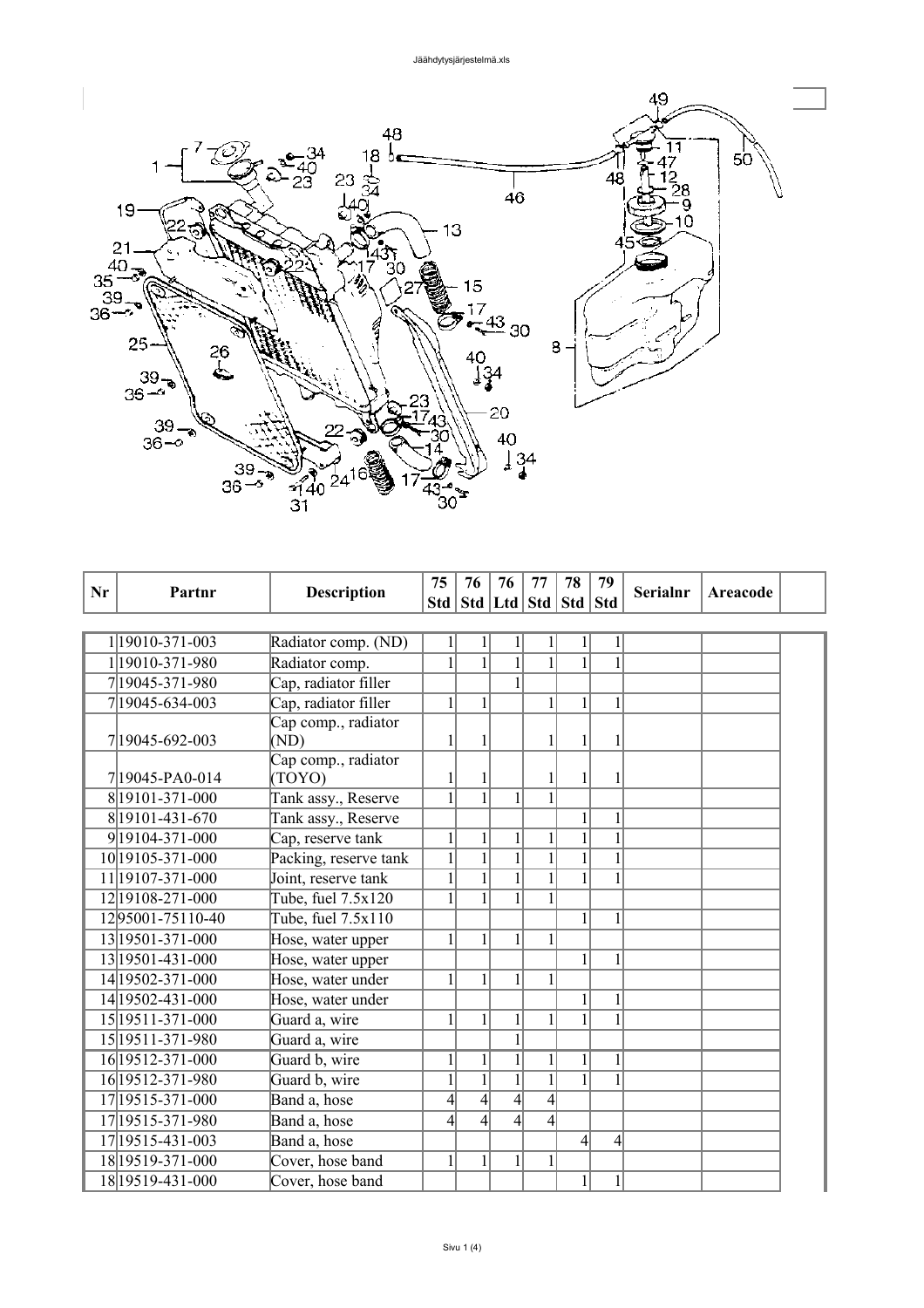| Nr | Partnr | Description | 75 Std | 76 Std | 76 Ltd | 77 Std | 78 Std | 79 Std | Serialnr | Areacode | |
|---|---|---|---|---|---|---|---|---|---|---|---|
| 1 | 19010-371-003 | Radiator comp. (ND) | 1 | 1 | 1 | 1 | 1 | 1 | | | |
| 1 | 19010-371-980 | Radiator comp. | 1 | 1 | 1 | 1 | 1 | 1 | | | |
| 7 | 19045-371-980 | Cap, radiator filler | | | 1 | | | | | | |
| 7 | 19045-634-003 | Cap, radiator filler | 1 | 1 | | 1 | 1 | 1 | | | |
| 7 | 19045-692-003 | Cap comp., radiator (ND) | 1 | 1 | | 1 | 1 | 1 | | | |
| 7 | 19045-PA0-014 | Cap comp., radiator (TOYO) | 1 | 1 | | 1 | 1 | 1 | | | |
| 8 | 19101-371-000 | Tank assy., Reserve | 1 | 1 | 1 | 1 | | | | | |
| 8 | 19101-431-670 | Tank assy., Reserve | | | | | 1 | 1 | | | |
| 9 | 19104-371-000 | Cap, reserve tank | 1 | 1 | 1 | 1 | 1 | 1 | | | |
| 10 | 19105-371-000 | Packing, reserve tank | 1 | 1 | 1 | 1 | 1 | 1 | | | |
| 11 | 19107-371-000 | Joint, reserve tank | 1 | 1 | 1 | 1 | 1 | 1 | | | |
| 12 | 19108-271-000 | Tube, fuel 7.5x120 | 1 | 1 | 1 | 1 | | | | | |
| 12 | 95001-75110-40 | Tube, fuel 7.5x110 | | | | | 1 | 1 | | | |
| 13 | 19501-371-000 | Hose, water upper | 1 | 1 | 1 | 1 | | | | | |
| 13 | 19501-431-000 | Hose, water upper | | | | | 1 | 1 | | | |
| 14 | 19502-371-000 | Hose, water under | 1 | 1 | 1 | 1 | | | | | |
| 14 | 19502-431-000 | Hose, water under | | | | | 1 | 1 | | | |
| 15 | 19511-371-000 | Guard a, wire | 1 | 1 | 1 | 1 | 1 | 1 | | | |
| 15 | 19511-371-980 | Guard a, wire | | | 1 | | | | | | |
| 16 | 19512-371-000 | Guard b, wire | 1 | 1 | 1 | 1 | 1 | 1 | | | |
| 16 | 19512-371-980 | Guard b, wire | 1 | 1 | 1 | 1 | 1 | 1 | | | |
| 17 | 19515-371-000 | Band a, hose | 4 | 4 | 4 | 4 | | | | | |
| 17 | 19515-371-980 | Band a, hose | 4 | 4 | 4 | 4 | | | | | |
| 17 | 19515-431-003 | Band a, hose | | | | | 4 | 4 | | | |
| 18 | 19519-371-000 | Cover, hose band | 1 | 1 | 1 | 1 | | | | | |
| 18 | 19519-431-000 | Cover, hose band | | | | | 1 | 1 | | | |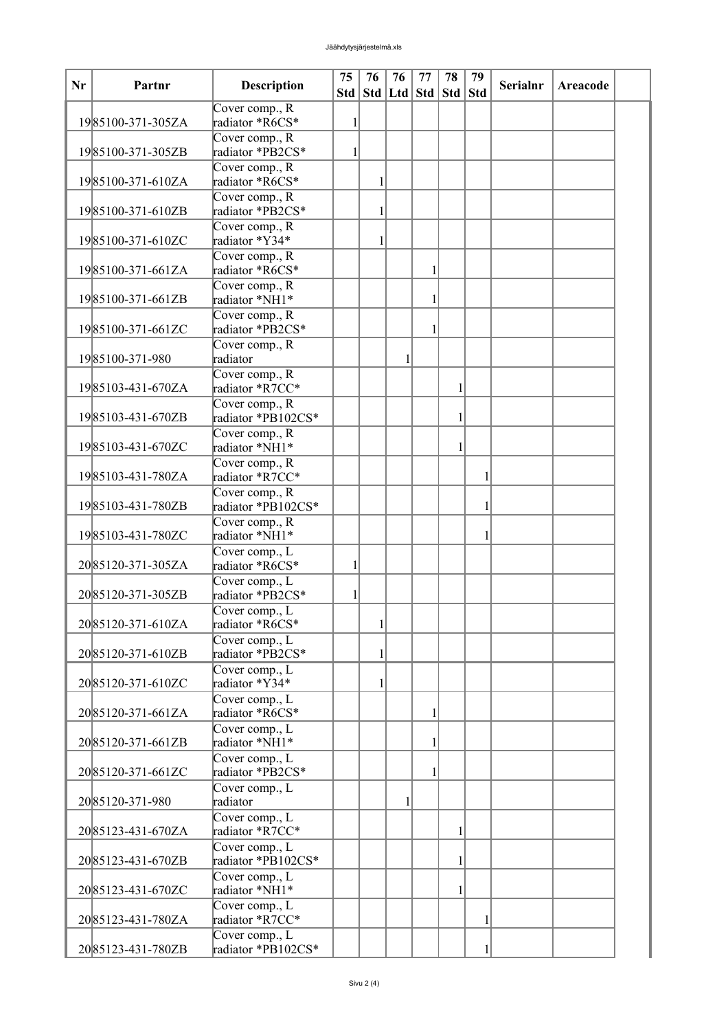| Nr | Partnr | Description | 75 Std | 76 Std | 76 Ltd | 77 Std | 78 Std | 79 Std | Serialnr | Areacode | |
|---|---|---|---|---|---|---|---|---|---|---|---|
| 19 | 85100-371-305ZA | Cover comp., R radiator *R6CS* | 1 | | | | | | | | |
| 19 | 85100-371-305ZB | Cover comp., R radiator *PB2CS* | 1 | | | | | | | | |
| 19 | 85100-371-610ZA | Cover comp., R radiator *R6CS* | | 1 | | | | | | | |
| 19 | 85100-371-610ZB | Cover comp., R radiator *PB2CS* | | 1 | | | | | | | |
| 19 | 85100-371-610ZC | Cover comp., R radiator *Y34* | | 1 | | | | | | | |
| 19 | 85100-371-661ZA | Cover comp., R radiator *R6CS* | | | | 1 | | | | | |
| 19 | 85100-371-661ZB | Cover comp., R radiator *NH1* | | | | 1 | | | | | |
| 19 | 85100-371-661ZC | Cover comp., R radiator *PB2CS* | | | | 1 | | | | | |
| 19 | 85100-371-980 | Cover comp., R radiator | | | 1 | | | | | | |
| 19 | 85103-431-670ZA | Cover comp., R radiator *R7CC* | | | | | 1 | | | | |
| 19 | 85103-431-670ZB | Cover comp., R radiator *PB102CS* | | | | | 1 | | | | |
| 19 | 85103-431-670ZC | Cover comp., R radiator *NH1* | | | | | 1 | | | | |
| 19 | 85103-431-780ZA | Cover comp., R radiator *R7CC* | | | | | | 1 | | | |
| 19 | 85103-431-780ZB | Cover comp., R radiator *PB102CS* | | | | | | 1 | | | |
| 19 | 85103-431-780ZC | Cover comp., R radiator *NH1* | | | | | | 1 | | | |
| 20 | 85120-371-305ZA | Cover comp., L radiator *R6CS* | 1 | | | | | | | | |
| 20 | 85120-371-305ZB | Cover comp., L radiator *PB2CS* | 1 | | | | | | | | |
| 20 | 85120-371-610ZA | Cover comp., L radiator *R6CS* | | 1 | | | | | | | |
| 20 | 85120-371-610ZB | Cover comp., L radiator *PB2CS* | | 1 | | | | | | | |
| 20 | 85120-371-610ZC | Cover comp., L radiator *Y34* | | 1 | | | | | | | |
| 20 | 85120-371-661ZA | Cover comp., L radiator *R6CS* | | | | 1 | | | | | |
| 20 | 85120-371-661ZB | Cover comp., L radiator *NH1* | | | | 1 | | | | | |
| 20 | 85120-371-661ZC | Cover comp., L radiator *PB2CS* | | | | 1 | | | | | |
| 20 | 85120-371-980 | Cover comp., L radiator | | | 1 | | | | | | |
| 20 | 85123-431-670ZA | Cover comp., L radiator *R7CC* | | | | | 1 | | | | |
| 20 | 85123-431-670ZB | Cover comp., L radiator *PB102CS* | | | | | 1 | | | | |
| 20 | 85123-431-670ZC | Cover comp., L radiator *NH1* | | | | | 1 | | | | |
| 20 | 85123-431-780ZA | Cover comp., L radiator *R7CC* | | | | | | 1 | | | |
| 20 | 85123-431-780ZB | Cover comp., L radiator *PB102CS* | | | | | | 1 | | | |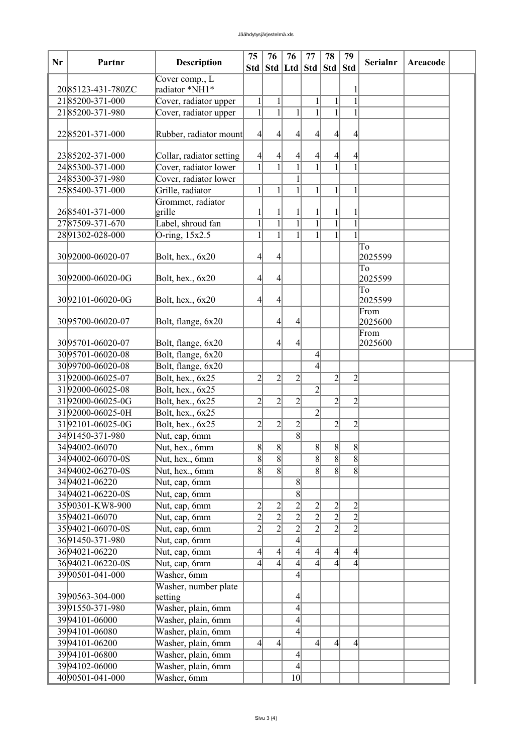| Nr | Partnr | Description | 75 Std | 76 Std | 76 Ltd | 77 Std | 78 Std | 79 Std | Serialnr | Areacode | |
|---|---|---|---|---|---|---|---|---|---|---|---|
| 20 | 85123-431-780ZC | Cover comp., L radiator *NH1* | | | | | | 1 | | | |
| 21 | 85200-371-000 | Cover, radiator upper | 1 | 1 | | 1 | 1 | 1 | | | |
| 21 | 85200-371-980 | Cover, radiator upper | 1 | 1 | 1 | 1 | 1 | 1 | | | |
| 22 | 85201-371-000 | Rubber, radiator mount | 4 | 4 | 4 | 4 | 4 | 4 | | | |
| 23 | 85202-371-000 | Collar, radiator setting | 4 | 4 | 4 | 4 | 4 | 4 | | | |
| 24 | 85300-371-000 | Cover, radiator lower | 1 | 1 | 1 | 1 | 1 | 1 | | | |
| 24 | 85300-371-980 | Cover, radiator lower | | | 1 | | | | | | |
| 25 | 85400-371-000 | Grille, radiator | 1 | 1 | 1 | 1 | 1 | 1 | | | |
| 26 | 85401-371-000 | Grommet, radiator grille | 1 | 1 | 1 | 1 | 1 | 1 | | | |
| 27 | 87509-371-670 | Label, shroud fan | 1 | 1 | 1 | 1 | 1 | 1 | | | |
| 28 | 91302-028-000 | O-ring, 15x2.5 | 1 | 1 | 1 | 1 | 1 | 1 | | | |
| 30 | 92000-06020-07 | Bolt, hex., 6x20 | 4 | 4 | | | | | To 2025599 | | |
| 30 | 92000-06020-0G | Bolt, hex., 6x20 | 4 | 4 | | | | | To 2025599 | | |
| 30 | 92101-06020-0G | Bolt, hex., 6x20 | 4 | 4 | | | | | To 2025599 | | |
| 30 | 95700-06020-07 | Bolt, flange, 6x20 | | 4 | 4 | | | | From 2025600 | | |
| 30 | 95701-06020-07 | Bolt, flange, 6x20 | | 4 | 4 | | | | From 2025600 | | |
| 30 | 95701-06020-08 | Bolt, flange, 6x20 | | | | 4 | | | | | |
| 30 | 99700-06020-08 | Bolt, flange, 6x20 | | | | 4 | | | | | |
| 31 | 92000-06025-07 | Bolt, hex., 6x25 | 2 | 2 | 2 | | 2 | 2 | | | |
| 31 | 92000-06025-08 | Bolt, hex., 6x25 | | | | 2 | | | | | |
| 31 | 92000-06025-0G | Bolt, hex., 6x25 | 2 | 2 | 2 | | 2 | 2 | | | |
| 31 | 92000-06025-0H | Bolt, hex., 6x25 | | | | 2 | | | | | |
| 31 | 92101-06025-0G | Bolt, hex., 6x25 | 2 | 2 | 2 | | 2 | 2 | | | |
| 34 | 91450-371-980 | Nut, cap, 6mm | | | 8 | | | | | | |
| 34 | 94002-06070 | Nut, hex., 6mm | 8 | 8 | | 8 | 8 | 8 | | | |
| 34 | 94002-06070-0S | Nut, hex., 6mm | 8 | 8 | | 8 | 8 | 8 | | | |
| 34 | 94002-06270-0S | Nut, hex., 6mm | 8 | 8 | | 8 | 8 | 8 | | | |
| 34 | 94021-06220 | Nut, cap, 6mm | | | 8 | | | | | | |
| 34 | 94021-06220-0S | Nut, cap, 6mm | | | 8 | | | | | | |
| 35 | 90301-KW8-900 | Nut, cap, 6mm | 2 | 2 | 2 | 2 | 2 | 2 | | | |
| 35 | 94021-06070 | Nut, cap, 6mm | 2 | 2 | 2 | 2 | 2 | 2 | | | |
| 35 | 94021-06070-0S | Nut, cap, 6mm | 2 | 2 | 2 | 2 | 2 | 2 | | | |
| 36 | 91450-371-980 | Nut, cap, 6mm | | | 4 | | | | | | |
| 36 | 94021-06220 | Nut, cap, 6mm | 4 | 4 | 4 | 4 | 4 | 4 | | | |
| 36 | 94021-06220-0S | Nut, cap, 6mm | 4 | 4 | 4 | 4 | 4 | 4 | | | |
| 39 | 90501-041-000 | Washer, 6mm | | | 4 | | | | | | |
| 39 | 90563-304-000 | Washer, number plate setting | | | 4 | | | | | | |
| 39 | 91550-371-980 | Washer, plain, 6mm | | | 4 | | | | | | |
| 39 | 94101-06000 | Washer, plain, 6mm | | | 4 | | | | | | |
| 39 | 94101-06080 | Washer, plain, 6mm | | | 4 | | | | | | |
| 39 | 94101-06200 | Washer, plain, 6mm | 4 | 4 | | 4 | 4 | 4 | | | |
| 39 | 94101-06800 | Washer, plain, 6mm | | | 4 | | | | | | |
| 39 | 94102-06000 | Washer, plain, 6mm | | | 4 | | | | | | |
| 40 | 90501-041-000 | Washer, 6mm | | | 10 | | | | | | |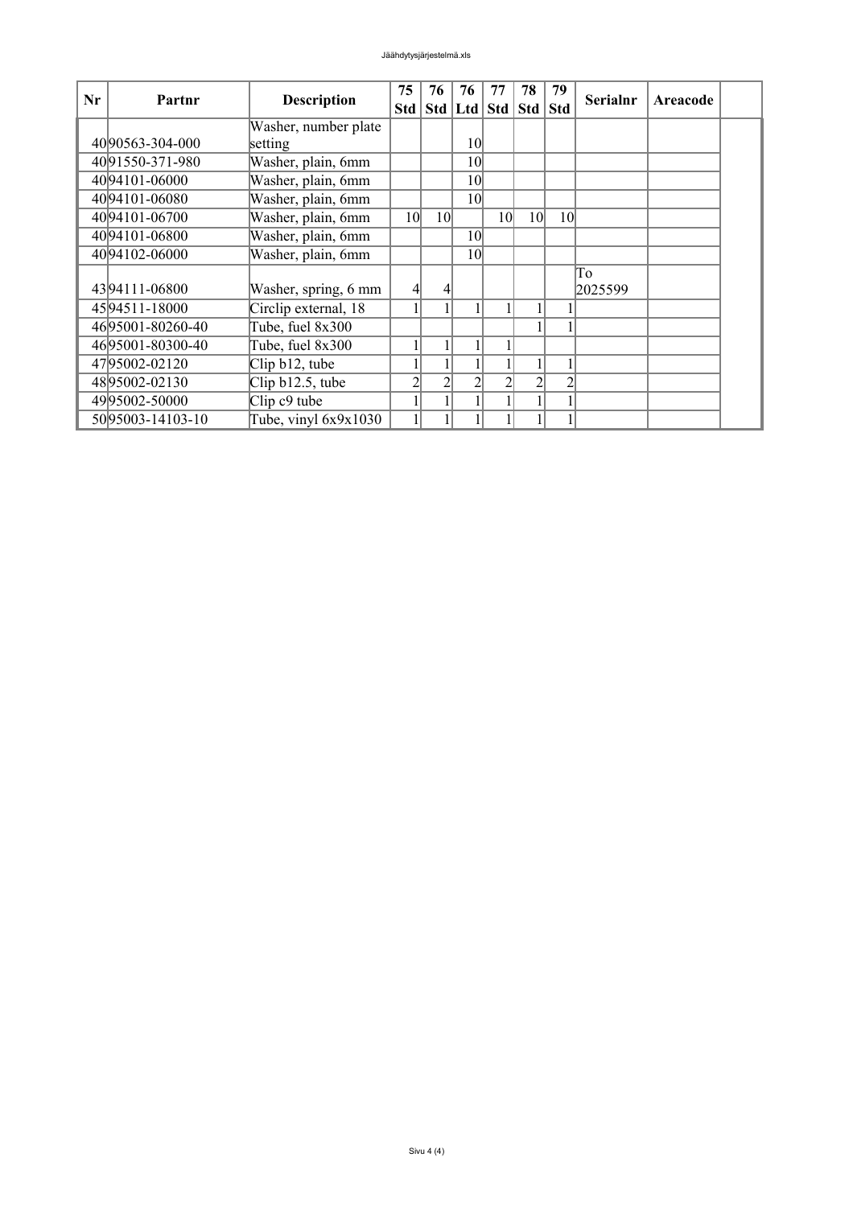| Nr | Partnr | Description | 75 Std | 76 Std | 76 Ltd | 77 Std | 78 Std | 79 Std | Serialnr | Areacode | |
|---|---|---|---|---|---|---|---|---|---|---|---|
| 40 | 90563-304-000 | Washer, number plate setting | | | 10 | | | | | | |
| 40 | 91550-371-980 | Washer, plain, 6mm | | | 10 | | | | | | |
| 40 | 94101-06000 | Washer, plain, 6mm | | | 10 | | | | | | |
| 40 | 94101-06080 | Washer, plain, 6mm | | | 10 | | | | | | |
| 40 | 94101-06700 | Washer, plain, 6mm | 10 | 10 | | 10 | 10 | 10 | | | |
| 40 | 94101-06800 | Washer, plain, 6mm | | | 10 | | | | | | |
| 40 | 94102-06000 | Washer, plain, 6mm | | | 10 | | | | | | |
| 43 | 94111-06800 | Washer, spring, 6 mm | 4 | 4 | | | | | To 2025599 | | |
| 45 | 94511-18000 | Circlip external, 18 | 1 | 1 | 1 | 1 | 1 | 1 | | | |
| 46 | 95001-80260-40 | Tube, fuel 8x300 | | | | | 1 | 1 | | | |
| 46 | 95001-80300-40 | Tube, fuel 8x300 | 1 | 1 | 1 | 1 | | | | | |
| 47 | 95002-02120 | Clip b12, tube | 1 | 1 | 1 | 1 | 1 | 1 | | | |
| 48 | 95002-02130 | Clip b12.5, tube | 2 | 2 | 2 | 2 | 2 | 2 | | | |
| 49 | 95002-50000 | Clip c9 tube | 1 | 1 | 1 | 1 | 1 | 1 | | | |
| 50 | 95003-14103-10 | Tube, vinyl 6x9x1030 | 1 | 1 | 1 | 1 | 1 | 1 | | | |